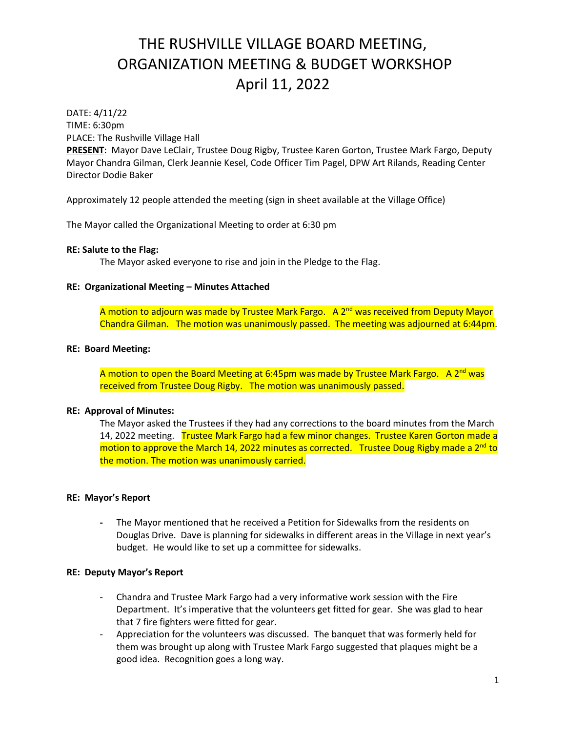# THE RUSHVILLE VILLAGE BOARD MEETING, ORGANIZATION MEETING & BUDGET WORKSHOP April 11, 2022

DATE: 4/11/22
TIME: 6:30pm
PLACE: The Rushville Village Hall
**PRESENT**: Mayor Dave LeClair, Trustee Doug Rigby, Trustee Karen Gorton, Trustee Mark Fargo, Deputy Mayor Chandra Gilman, Clerk Jeannie Kesel, Code Officer Tim Pagel, DPW Art Rilands, Reading Center Director Dodie Baker

Approximately 12 people attended the meeting (sign in sheet available at the Village Office)

The Mayor called the Organizational Meeting to order at 6:30 pm

**RE: Salute to the Flag:**

The Mayor asked everyone to rise and join in the Pledge to the Flag.

**RE: Organizational Meeting – Minutes Attached**

A motion to adjourn was made by Trustee Mark Fargo. A 2nd was received from Deputy Mayor Chandra Gilman. The motion was unanimously passed. The meeting was adjourned at 6:44pm.

**RE: Board Meeting:**

A motion to open the Board Meeting at 6:45pm was made by Trustee Mark Fargo. A 2nd was received from Trustee Doug Rigby. The motion was unanimously passed.

**RE: Approval of Minutes:**

The Mayor asked the Trustees if they had any corrections to the board minutes from the March 14, 2022 meeting. Trustee Mark Fargo had a few minor changes. Trustee Karen Gorton made a motion to approve the March 14, 2022 minutes as corrected. Trustee Doug Rigby made a 2nd to the motion. The motion was unanimously carried.

**RE: Mayor's Report**

- The Mayor mentioned that he received a Petition for Sidewalks from the residents on Douglas Drive. Dave is planning for sidewalks in different areas in the Village in next year's budget. He would like to set up a committee for sidewalks.

**RE: Deputy Mayor's Report**

- Chandra and Trustee Mark Fargo had a very informative work session with the Fire Department. It's imperative that the volunteers get fitted for gear. She was glad to hear that 7 fire fighters were fitted for gear.
- Appreciation for the volunteers was discussed. The banquet that was formerly held for them was brought up along with Trustee Mark Fargo suggested that plaques might be a good idea. Recognition goes a long way.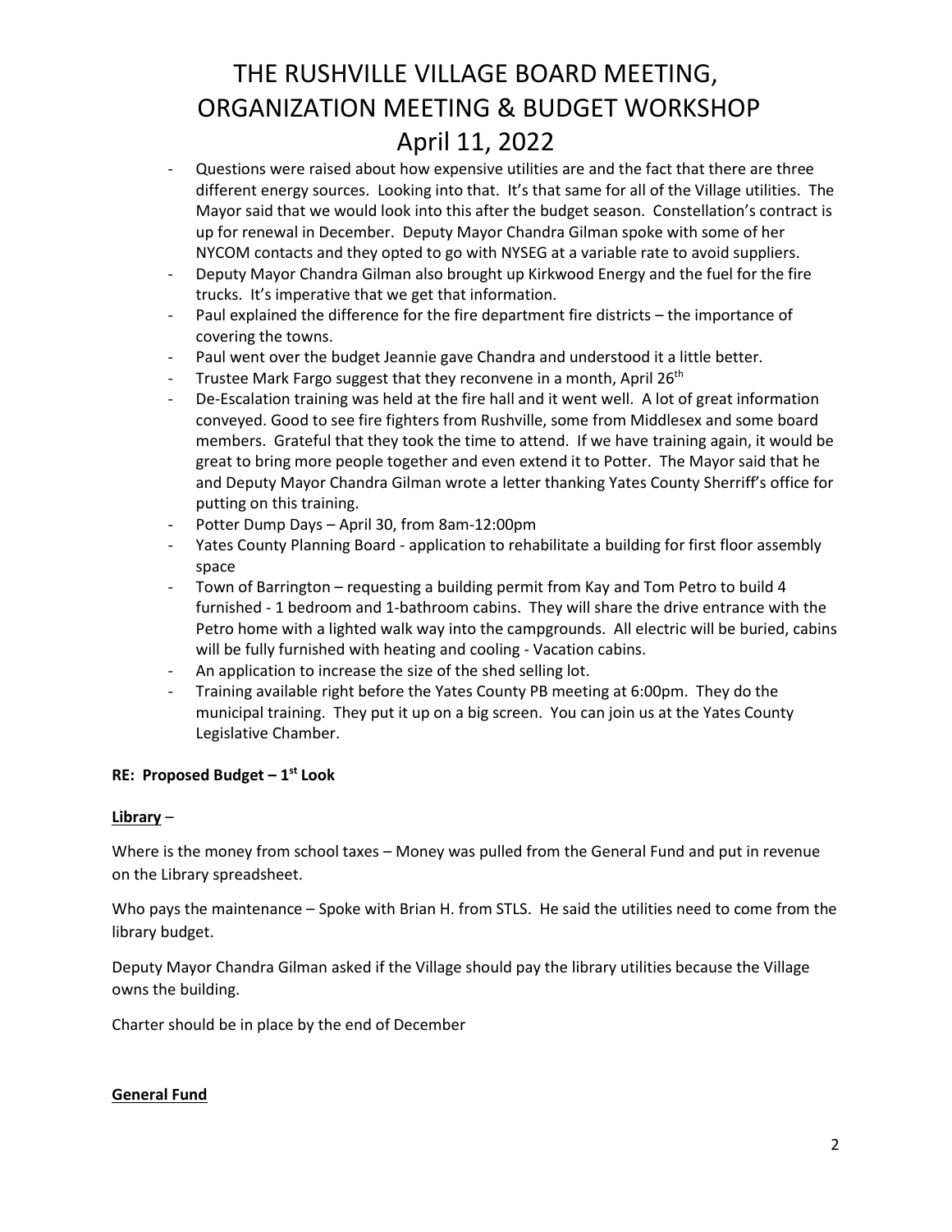# THE RUSHVILLE VILLAGE BOARD MEETING, ORGANIZATION MEETING & BUDGET WORKSHOP April 11, 2022

- Questions were raised about how expensive utilities are and the fact that there are three different energy sources. Looking into that. It's that same for all of the Village utilities. The Mayor said that we would look into this after the budget season. Constellation's contract is up for renewal in December. Deputy Mayor Chandra Gilman spoke with some of her NYCOM contacts and they opted to go with NYSEG at a variable rate to avoid suppliers.
- Deputy Mayor Chandra Gilman also brought up Kirkwood Energy and the fuel for the fire trucks. It's imperative that we get that information.
- Paul explained the difference for the fire department fire districts – the importance of covering the towns.
- Paul went over the budget Jeannie gave Chandra and understood it a little better.
- Trustee Mark Fargo suggest that they reconvene in a month, April 26th
- De-Escalation training was held at the fire hall and it went well. A lot of great information conveyed. Good to see fire fighters from Rushville, some from Middlesex and some board members. Grateful that they took the time to attend. If we have training again, it would be great to bring more people together and even extend it to Potter. The Mayor said that he and Deputy Mayor Chandra Gilman wrote a letter thanking Yates County Sherriff's office for putting on this training.
- Potter Dump Days – April 30, from 8am-12:00pm
- Yates County Planning Board - application to rehabilitate a building for first floor assembly space
- Town of Barrington – requesting a building permit from Kay and Tom Petro to build 4 furnished - 1 bedroom and 1-bathroom cabins. They will share the drive entrance with the Petro home with a lighted walk way into the campgrounds. All electric will be buried, cabins will be fully furnished with heating and cooling - Vacation cabins.
- An application to increase the size of the shed selling lot.
- Training available right before the Yates County PB meeting at 6:00pm. They do the municipal training. They put it up on a big screen. You can join us at the Yates County Legislative Chamber.

**RE: Proposed Budget – 1st Look**

**Library** –

Where is the money from school taxes – Money was pulled from the General Fund and put in revenue on the Library spreadsheet.

Who pays the maintenance – Spoke with Brian H. from STLS. He said the utilities need to come from the library budget.

Deputy Mayor Chandra Gilman asked if the Village should pay the library utilities because the Village owns the building.

Charter should be in place by the end of December

**General Fund**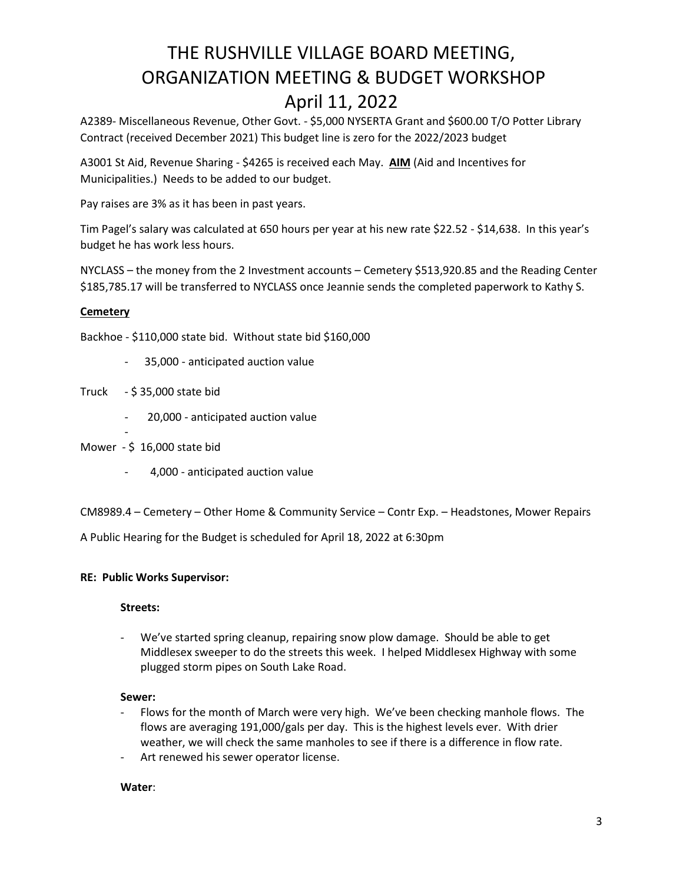# THE RUSHVILLE VILLAGE BOARD MEETING, ORGANIZATION MEETING & BUDGET WORKSHOP April 11, 2022

A2389- Miscellaneous Revenue, Other Govt. - $5,000 NYSERTA Grant and $600.00 T/O Potter Library Contract (received December 2021) This budget line is zero for the 2022/2023 budget

A3001 St Aid, Revenue Sharing - $4265 is received each May. **AIM** (Aid and Incentives for Municipalities.) Needs to be added to our budget.

Pay raises are 3% as it has been in past years.

Tim Pagel's salary was calculated at 650 hours per year at his new rate $22.52 - $14,638. In this year's budget he has work less hours.

NYCLASS – the money from the 2 Investment accounts – Cemetery $513,920.85 and the Reading Center $185,785.17 will be transferred to NYCLASS once Jeannie sends the completed paperwork to Kathy S.

**Cemetery**

Backhoe - $110,000 state bid. Without state bid $160,000

- 35,000 - anticipated auction value

Truck - $ 35,000 state bid

- 20,000 - anticipated auction value
-

Mower - $ 16,000 state bid

- 4,000 - anticipated auction value

CM8989.4 – Cemetery – Other Home & Community Service – Contr Exp. – Headstones, Mower Repairs

A Public Hearing for the Budget is scheduled for April 18, 2022 at 6:30pm

**RE: Public Works Supervisor:**

**Streets:**

- We've started spring cleanup, repairing snow plow damage. Should be able to get Middlesex sweeper to do the streets this week. I helped Middlesex Highway with some plugged storm pipes on South Lake Road.

**Sewer:**

- Flows for the month of March were very high. We've been checking manhole flows. The flows are averaging 191,000/gals per day. This is the highest levels ever. With drier weather, we will check the same manholes to see if there is a difference in flow rate.
- Art renewed his sewer operator license.

**Water**: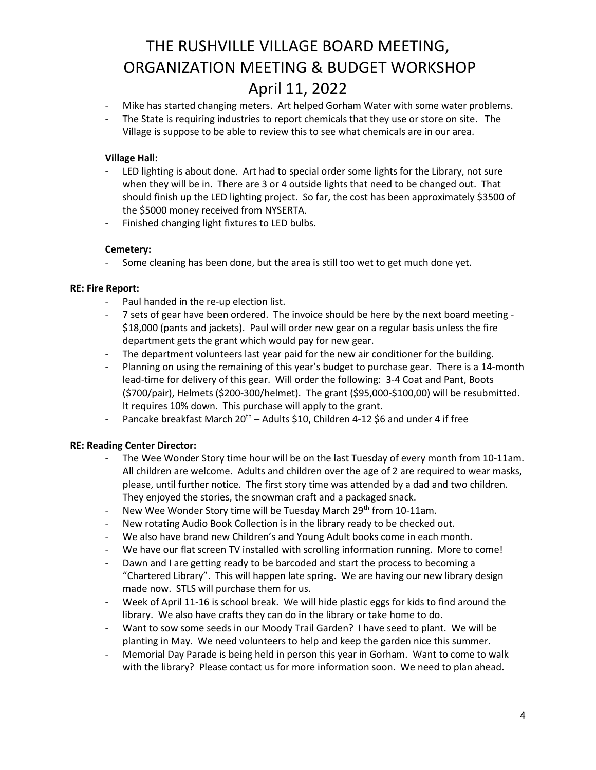- Mike has started changing meters. Art helped Gorham Water with some water problems.
- The State is requiring industries to report chemicals that they use or store on site. The Village is suppose to be able to review this to see what chemicals are in our area.

**Village Hall:**

- LED lighting is about done. Art had to special order some lights for the Library, not sure when they will be in. There are 3 or 4 outside lights that need to be changed out. That should finish up the LED lighting project. So far, the cost has been approximately $3500 of the $5000 money received from NYSERTA.
- Finished changing light fixtures to LED bulbs.

**Cemetery:**

- Some cleaning has been done, but the area is still too wet to get much done yet.

**RE: Fire Report:**

- Paul handed in the re-up election list.
- 7 sets of gear have been ordered. The invoice should be here by the next board meeting - $18,000 (pants and jackets). Paul will order new gear on a regular basis unless the fire department gets the grant which would pay for new gear.
- The department volunteers last year paid for the new air conditioner for the building.
- Planning on using the remaining of this year's budget to purchase gear. There is a 14-month lead-time for delivery of this gear. Will order the following: 3-4 Coat and Pant, Boots ($700/pair), Helmets ($200-300/helmet). The grant ($95,000-$100,00) will be resubmitted. It requires 10% down. This purchase will apply to the grant.
- Pancake breakfast March 20th – Adults $10, Children 4-12 $6 and under 4 if free

**RE: Reading Center Director:**

- The Wee Wonder Story time hour will be on the last Tuesday of every month from 10-11am. All children are welcome. Adults and children over the age of 2 are required to wear masks, please, until further notice. The first story time was attended by a dad and two children. They enjoyed the stories, the snowman craft and a packaged snack.
- New Wee Wonder Story time will be Tuesday March 29th from 10-11am.
- New rotating Audio Book Collection is in the library ready to be checked out.
- We also have brand new Children's and Young Adult books come in each month.
- We have our flat screen TV installed with scrolling information running. More to come!
- Dawn and I are getting ready to be barcoded and start the process to becoming a "Chartered Library". This will happen late spring. We are having our new library design made now. STLS will purchase them for us.
- Week of April 11-16 is school break. We will hide plastic eggs for kids to find around the library. We also have crafts they can do in the library or take home to do.
- Want to sow some seeds in our Moody Trail Garden? I have seed to plant. We will be planting in May. We need volunteers to help and keep the garden nice this summer.
- Memorial Day Parade is being held in person this year in Gorham. Want to come to walk with the library? Please contact us for more information soon. We need to plan ahead.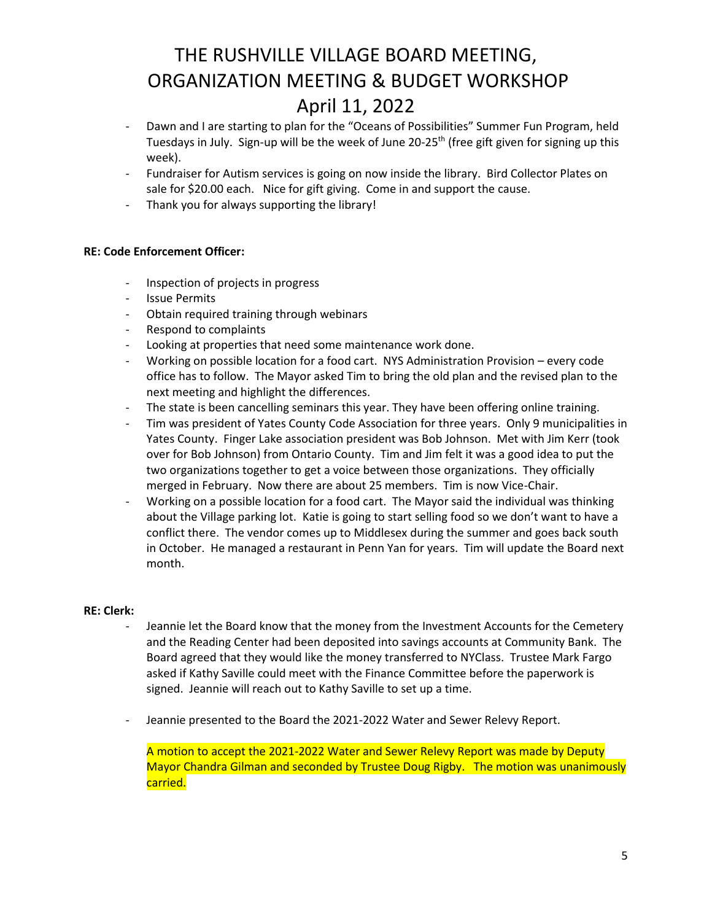- Dawn and I are starting to plan for the "Oceans of Possibilities" Summer Fun Program, held Tuesdays in July. Sign-up will be the week of June 20-25th (free gift given for signing up this week).
- Fundraiser for Autism services is going on now inside the library. Bird Collector Plates on sale for $20.00 each. Nice for gift giving. Come in and support the cause.
- Thank you for always supporting the library!

**RE: Code Enforcement Officer:**

- Inspection of projects in progress
- Issue Permits
- Obtain required training through webinars
- Respond to complaints
- Looking at properties that need some maintenance work done.
- Working on possible location for a food cart. NYS Administration Provision – every code office has to follow. The Mayor asked Tim to bring the old plan and the revised plan to the next meeting and highlight the differences.
- The state is been cancelling seminars this year. They have been offering online training.
- Tim was president of Yates County Code Association for three years. Only 9 municipalities in Yates County. Finger Lake association president was Bob Johnson. Met with Jim Kerr (took over for Bob Johnson) from Ontario County. Tim and Jim felt it was a good idea to put the two organizations together to get a voice between those organizations. They officially merged in February. Now there are about 25 members. Tim is now Vice-Chair.
- Working on a possible location for a food cart. The Mayor said the individual was thinking about the Village parking lot. Katie is going to start selling food so we don't want to have a conflict there. The vendor comes up to Middlesex during the summer and goes back south in October. He managed a restaurant in Penn Yan for years. Tim will update the Board next month.

**RE: Clerk:**

- Jeannie let the Board know that the money from the Investment Accounts for the Cemetery and the Reading Center had been deposited into savings accounts at Community Bank. The Board agreed that they would like the money transferred to NYClass. Trustee Mark Fargo asked if Kathy Saville could meet with the Finance Committee before the paperwork is signed. Jeannie will reach out to Kathy Saville to set up a time.

- Jeannie presented to the Board the 2021-2022 Water and Sewer Relevy Report.

  A motion to accept the 2021-2022 Water and Sewer Relevy Report was made by Deputy Mayor Chandra Gilman and seconded by Trustee Doug Rigby. The motion was unanimously carried.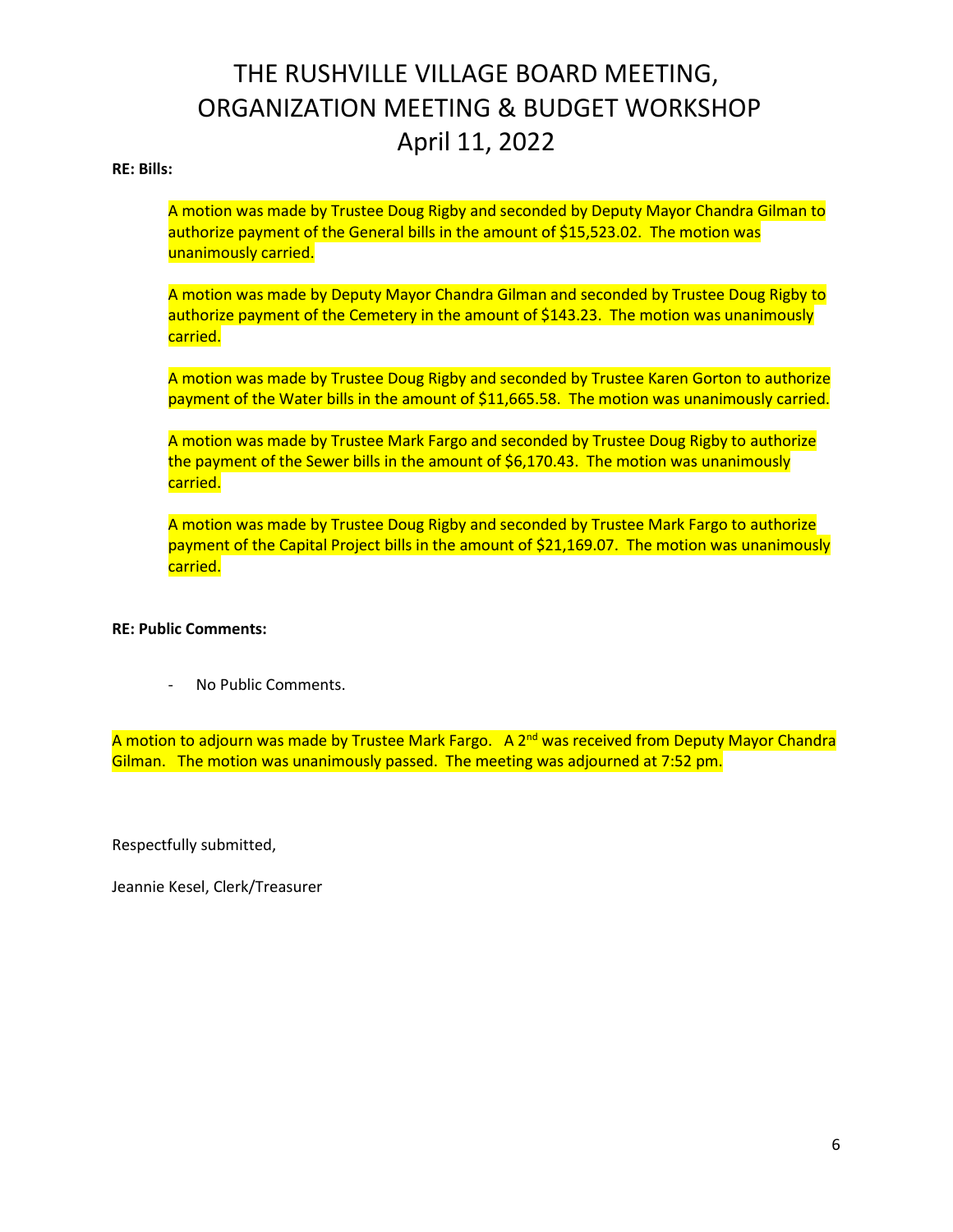# THE RUSHVILLE VILLAGE BOARD MEETING, ORGANIZATION MEETING & BUDGET WORKSHOP April 11, 2022

**RE: Bills:**

A motion was made by Trustee Doug Rigby and seconded by Deputy Mayor Chandra Gilman to authorize payment of the General bills in the amount of $15,523.02. The motion was unanimously carried.

A motion was made by Deputy Mayor Chandra Gilman and seconded by Trustee Doug Rigby to authorize payment of the Cemetery in the amount of $143.23. The motion was unanimously carried.

A motion was made by Trustee Doug Rigby and seconded by Trustee Karen Gorton to authorize payment of the Water bills in the amount of $11,665.58. The motion was unanimously carried.

A motion was made by Trustee Mark Fargo and seconded by Trustee Doug Rigby to authorize the payment of the Sewer bills in the amount of $6,170.43. The motion was unanimously carried.

A motion was made by Trustee Doug Rigby and seconded by Trustee Mark Fargo to authorize payment of the Capital Project bills in the amount of $21,169.07. The motion was unanimously carried.

**RE: Public Comments:**

- No Public Comments.

A motion to adjourn was made by Trustee Mark Fargo. A 2nd was received from Deputy Mayor Chandra Gilman. The motion was unanimously passed. The meeting was adjourned at 7:52 pm.

Respectfully submitted,

Jeannie Kesel, Clerk/Treasurer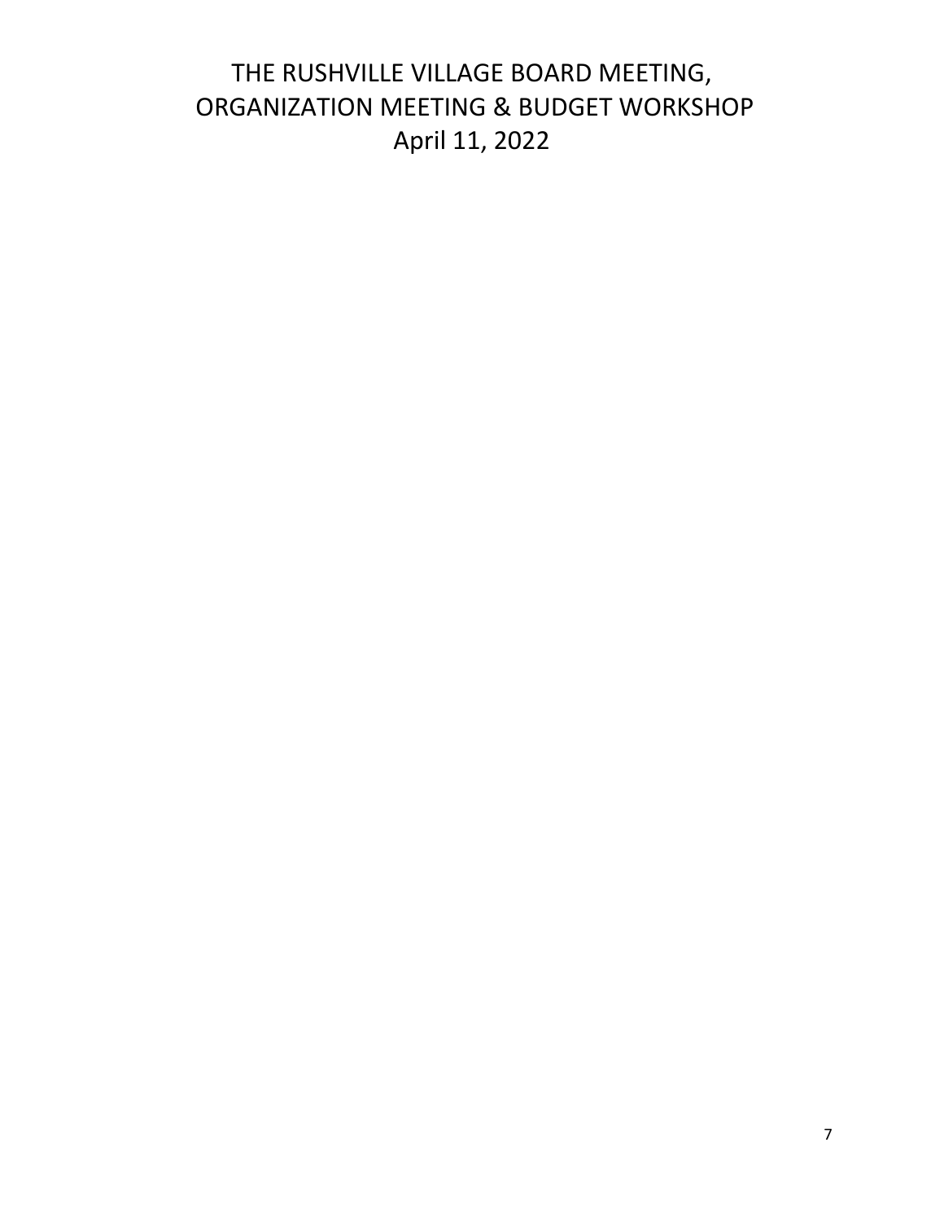# THE RUSHVILLE VILLAGE BOARD MEETING, ORGANIZATION MEETING & BUDGET WORKSHOP
April 11, 2022